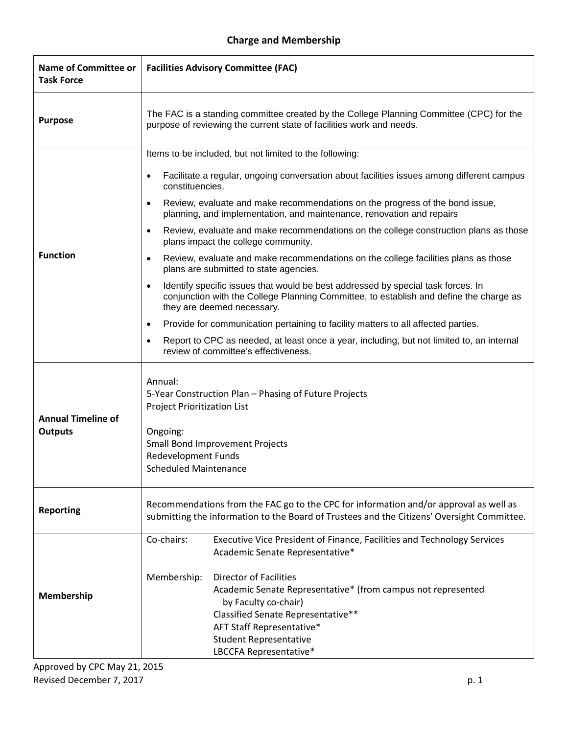## Charge and Membership

| Name of Committee or Task Force | Facilities Advisory Committee (FAC) |
|---|---|
| **Purpose** | The FAC is a standing committee created by the College Planning Committee (CPC) for the purpose of reviewing the current state of facilities work and needs. |
| **Function** | Items to be included, but not limited to the following:<br>• Facilitate a regular, ongoing conversation about facilities issues among different campus constituencies.<br>• Review, evaluate and make recommendations on the progress of the bond issue, planning, and implementation, and maintenance, renovation and repairs<br>• Review, evaluate and make recommendations on the college construction plans as those plans impact the college community.<br>• Review, evaluate and make recommendations on the college facilities plans as those plans are submitted to state agencies.<br>• Identify specific issues that would be best addressed by special task forces. In conjunction with the College Planning Committee, to establish and define the charge as they are deemed necessary.<br>• Provide for communication pertaining to facility matters to all affected parties.<br>• Report to CPC as needed, at least once a year, including, but not limited to, an internal review of committee's effectiveness. |
| **Annual Timeline of Outputs** | Annual:<br>5-Year Construction Plan – Phasing of Future Projects<br>Project Prioritization List<br><br>Ongoing:<br>Small Bond Improvement Projects<br>Redevelopment Funds<br>Scheduled Maintenance |
| **Reporting** | Recommendations from the FAC go to the CPC for information and/or approval as well as submitting the information to the Board of Trustees and the Citizens' Oversight Committee. |
| **Membership** | Co-chairs: Executive Vice President of Finance, Facilities and Technology Services<br>Academic Senate Representative*<br><br>Membership: Director of Facilities<br>Academic Senate Representative* (from campus not represented by Faculty co-chair)<br>Classified Senate Representative**<br>AFT Staff Representative*<br>Student Representative<br>LBCCFA Representative* |

Approved by CPC May 21, 2015
Revised December 7, 2017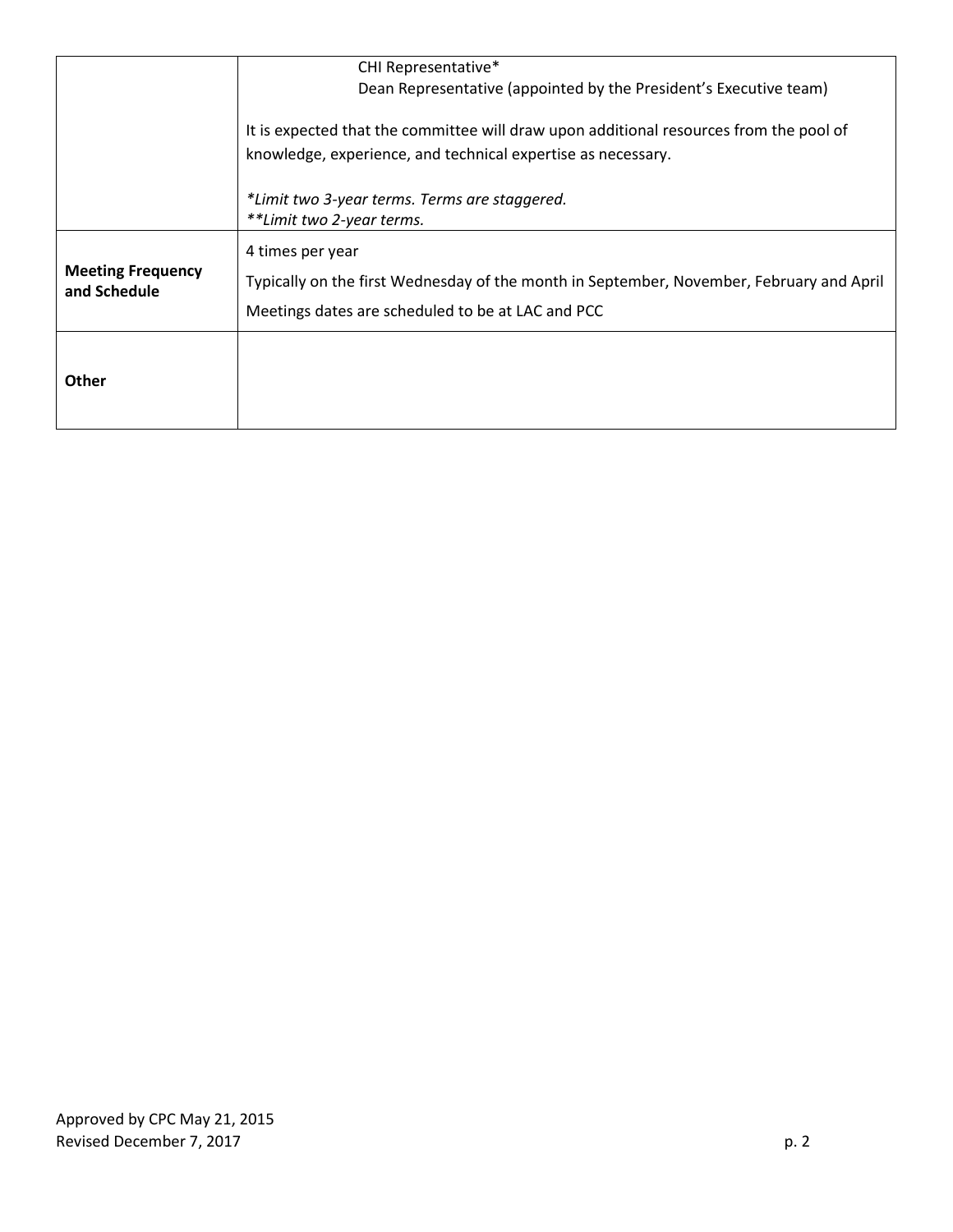| | |
|---|---|
| | CHI Representative*<br>Dean Representative (appointed by the President's Executive team)<br><br>It is expected that the committee will draw upon additional resources from the pool of knowledge, experience, and technical expertise as necessary.<br><br>*\*Limit two 3-year terms. Terms are staggered.*<br>*\*\*Limit two 2-year terms.* |
| **Meeting Frequency and Schedule** | 4 times per year<br>Typically on the first Wednesday of the month in September, November, February and April<br>Meetings dates are scheduled to be at LAC and PCC |
| **Other** | |

Approved by CPC May 21, 2015
Revised December 7, 2017